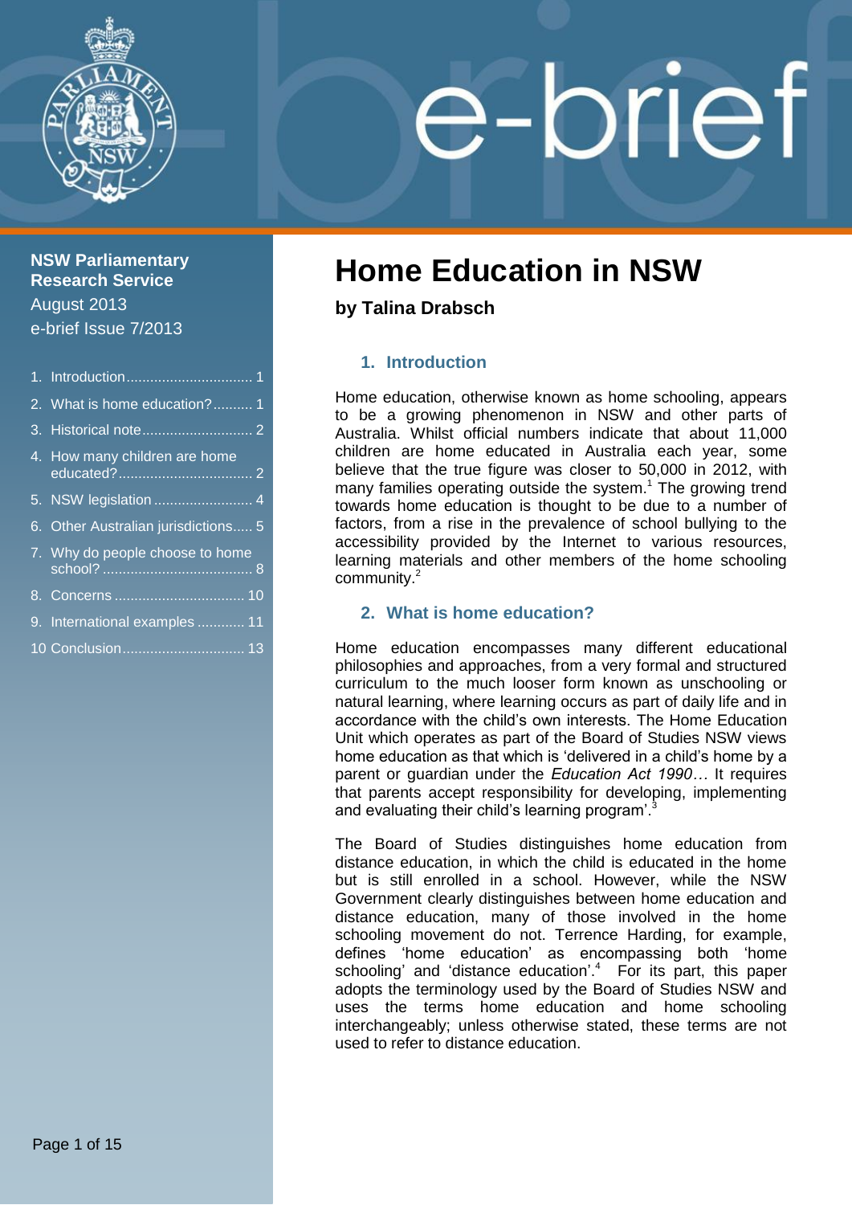NSW Parliamentary Research Service
August 2013
e-brief Issue 7/2013

1. Introduction ................................ 1
2. What is home education? .......... 1
3. Historical note ............................ 2
4. How many children are home educated? .................................. 2
5. NSW legislation ......................... 4
6. Other Australian jurisdictions ..... 5
7. Why do people choose to home school? ...................................... 8
8. Concerns ................................. 10
9. International examples ............ 11
10 Conclusion ............................... 13

# Home Education in NSW

**by Talina Drabsch**

## 1. Introduction

Home education, otherwise known as home schooling, appears to be a growing phenomenon in NSW and other parts of Australia. Whilst official numbers indicate that about 11,000 children are home educated in Australia each year, some believe that the true figure was closer to 50,000 in 2012, with many families operating outside the system.[1] The growing trend towards home education is thought to be due to a number of factors, from a rise in the prevalence of school bullying to the accessibility provided by the Internet to various resources, learning materials and other members of the home schooling community.[2]

## 2. What is home education?

Home education encompasses many different educational philosophies and approaches, from a very formal and structured curriculum to the much looser form known as unschooling or natural learning, where learning occurs as part of daily life and in accordance with the child's own interests. The Home Education Unit which operates as part of the Board of Studies NSW views home education as that which is 'delivered in a child's home by a parent or guardian under the *Education Act 1990…* It requires that parents accept responsibility for developing, implementing and evaluating their child's learning program'.[3]

The Board of Studies distinguishes home education from distance education, in which the child is educated in the home but is still enrolled in a school. However, while the NSW Government clearly distinguishes between home education and distance education, many of those involved in the home schooling movement do not. Terrence Harding, for example, defines 'home education' as encompassing both 'home schooling' and 'distance education'.[4] For its part, this paper adopts the terminology used by the Board of Studies NSW and uses the terms home education and home schooling interchangeably; unless otherwise stated, these terms are not used to refer to distance education.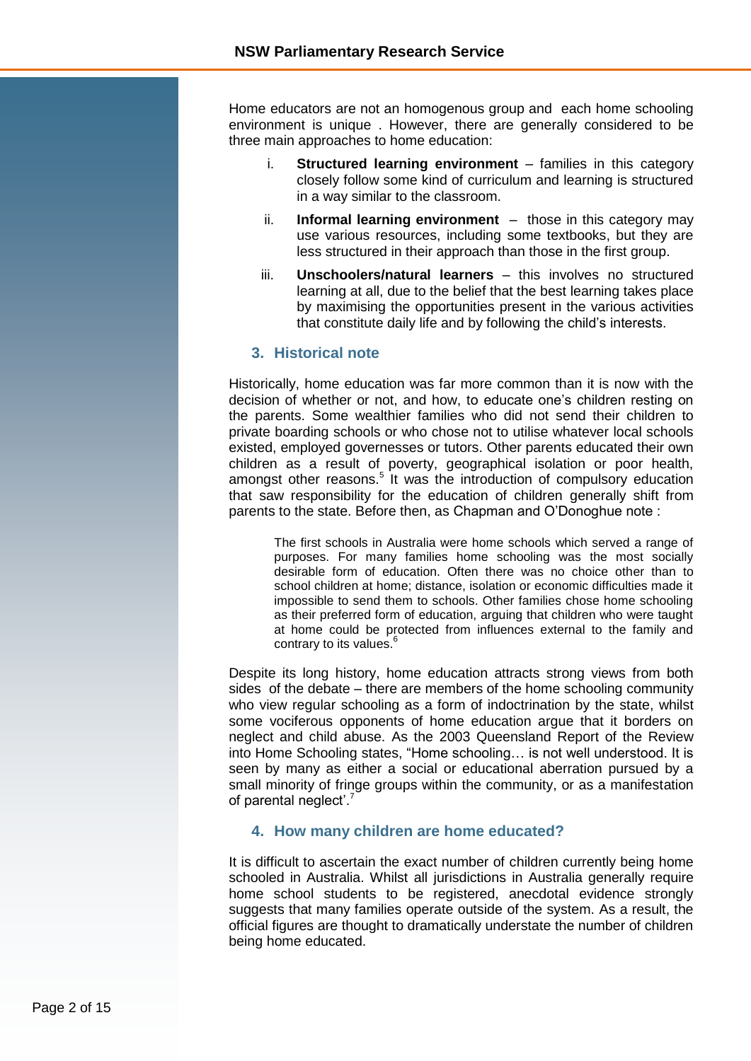Home educators are not an homogenous group and each home schooling environment is unique . However, there are generally considered to be three main approaches to home education:

i. **Structured learning environment** – families in this category closely follow some kind of curriculum and learning is structured in a way similar to the classroom.

ii. **Informal learning environment** – those in this category may use various resources, including some textbooks, but they are less structured in their approach than those in the first group.

iii. **Unschoolers/natural learners** – this involves no structured learning at all, due to the belief that the best learning takes place by maximising the opportunities present in the various activities that constitute daily life and by following the child's interests.

## 3. Historical note

Historically, home education was far more common than it is now with the decision of whether or not, and how, to educate one's children resting on the parents. Some wealthier families who did not send their children to private boarding schools or who chose not to utilise whatever local schools existed, employed governesses or tutors. Other parents educated their own children as a result of poverty, geographical isolation or poor health, amongst other reasons.[5] It was the introduction of compulsory education that saw responsibility for the education of children generally shift from parents to the state. Before then, as Chapman and O'Donoghue note :

> The first schools in Australia were home schools which served a range of purposes. For many families home schooling was the most socially desirable form of education. Often there was no choice other than to school children at home; distance, isolation or economic difficulties made it impossible to send them to schools. Other families chose home schooling as their preferred form of education, arguing that children who were taught at home could be protected from influences external to the family and contrary to its values.[6]

Despite its long history, home education attracts strong views from both sides of the debate – there are members of the home schooling community who view regular schooling as a form of indoctrination by the state, whilst some vociferous opponents of home education argue that it borders on neglect and child abuse. As the 2003 Queensland Report of the Review into Home Schooling states, "Home schooling… is not well understood. It is seen by many as either a social or educational aberration pursued by a small minority of fringe groups within the community, or as a manifestation of parental neglect'.[7]

## 4. How many children are home educated?

It is difficult to ascertain the exact number of children currently being home schooled in Australia. Whilst all jurisdictions in Australia generally require home school students to be registered, anecdotal evidence strongly suggests that many families operate outside of the system. As a result, the official figures are thought to dramatically understate the number of children being home educated.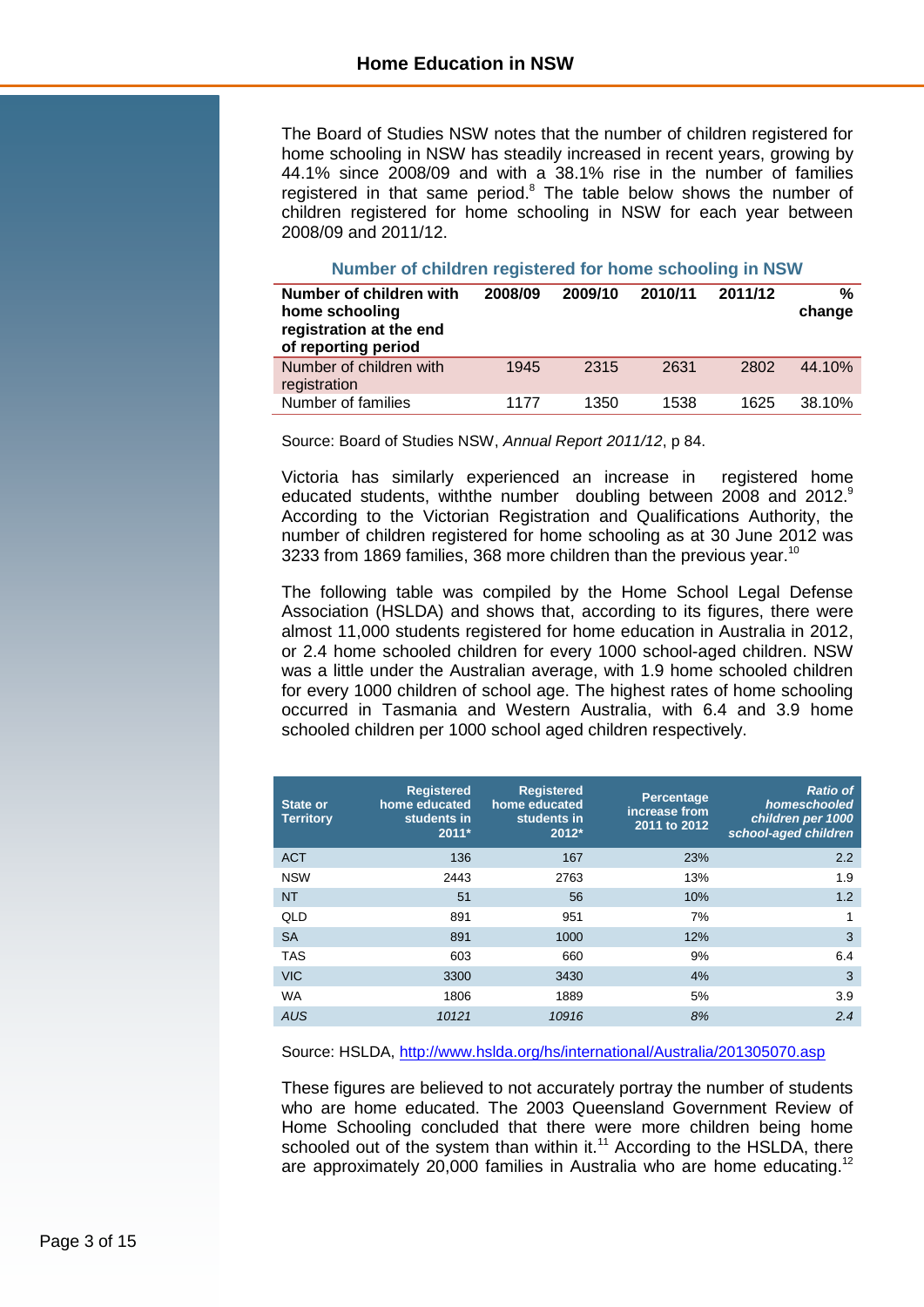The Board of Studies NSW notes that the number of children registered for home schooling in NSW has steadily increased in recent years, growing by 44.1% since 2008/09 and with a 38.1% rise in the number of families registered in that same period.[8] The table below shows the number of children registered for home schooling in NSW for each year between 2008/09 and 2011/12.

**Number of children registered for home schooling in NSW**

| Number of children with home schooling registration at the end of reporting period | 2008/09 | 2009/10 | 2010/11 | 2011/12 | % change |
|---|---|---|---|---|---|
| Number of children with registration | 1945 | 2315 | 2631 | 2802 | 44.10% |
| Number of families | 1177 | 1350 | 1538 | 1625 | 38.10% |

Source: Board of Studies NSW, *Annual Report 2011/12*, p 84.

Victoria has similarly experienced an increase in registered home educated students, withthe number doubling between 2008 and 2012.[9] According to the Victorian Registration and Qualifications Authority, the number of children registered for home schooling as at 30 June 2012 was 3233 from 1869 families, 368 more children than the previous year.[10]

The following table was compiled by the Home School Legal Defense Association (HSLDA) and shows that, according to its figures, there were almost 11,000 students registered for home education in Australia in 2012, or 2.4 home schooled children for every 1000 school-aged children. NSW was a little under the Australian average, with 1.9 home schooled children for every 1000 children of school age. The highest rates of home schooling occurred in Tasmania and Western Australia, with 6.4 and 3.9 home schooled children per 1000 school aged children respectively.

| State or Territory | Registered home educated students in 2011* | Registered home educated students in 2012* | Percentage increase from 2011 to 2012 | *Ratio of homeschooled children per 1000 school-aged children* |
|---|---|---|---|---|
| ACT | 136 | 167 | 23% | 2.2 |
| NSW | 2443 | 2763 | 13% | 1.9 |
| NT | 51 | 56 | 10% | 1.2 |
| QLD | 891 | 951 | 7% | 1 |
| SA | 891 | 1000 | 12% | 3 |
| TAS | 603 | 660 | 9% | 6.4 |
| VIC | 3300 | 3430 | 4% | 3 |
| WA | 1806 | 1889 | 5% | 3.9 |
| *AUS* | *10121* | *10916* | *8%* | *2.4* |

Source: HSLDA, http://www.hslda.org/hs/international/Australia/201305070.asp

These figures are believed to not accurately portray the number of students who are home educated. The 2003 Queensland Government Review of Home Schooling concluded that there were more children being home schooled out of the system than within it.[11] According to the HSLDA, there are approximately 20,000 families in Australia who are home educating.[12]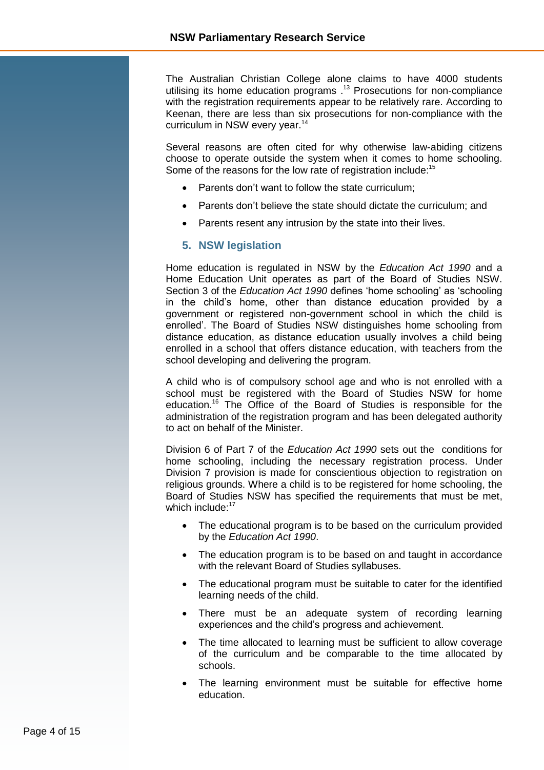The Australian Christian College alone claims to have 4000 students utilising its home education programs .[13] Prosecutions for non-compliance with the registration requirements appear to be relatively rare. According to Keenan, there are less than six prosecutions for non-compliance with the curriculum in NSW every year.[14]

Several reasons are often cited for why otherwise law-abiding citizens choose to operate outside the system when it comes to home schooling. Some of the reasons for the low rate of registration include:[15]

- Parents don't want to follow the state curriculum;
- Parents don't believe the state should dictate the curriculum; and
- Parents resent any intrusion by the state into their lives.

## 5. NSW legislation

Home education is regulated in NSW by the *Education Act 1990* and a Home Education Unit operates as part of the Board of Studies NSW. Section 3 of the *Education Act 1990* defines 'home schooling' as 'schooling in the child's home, other than distance education provided by a government or registered non-government school in which the child is enrolled'. The Board of Studies NSW distinguishes home schooling from distance education, as distance education usually involves a child being enrolled in a school that offers distance education, with teachers from the school developing and delivering the program.

A child who is of compulsory school age and who is not enrolled with a school must be registered with the Board of Studies NSW for home education.[16] The Office of the Board of Studies is responsible for the administration of the registration program and has been delegated authority to act on behalf of the Minister.

Division 6 of Part 7 of the *Education Act 1990* sets out the conditions for home schooling, including the necessary registration process. Under Division 7 provision is made for conscientious objection to registration on religious grounds. Where a child is to be registered for home schooling, the Board of Studies NSW has specified the requirements that must be met, which include:[17]

- The educational program is to be based on the curriculum provided by the *Education Act 1990*.
- The education program is to be based on and taught in accordance with the relevant Board of Studies syllabuses.
- The educational program must be suitable to cater for the identified learning needs of the child.
- There must be an adequate system of recording learning experiences and the child's progress and achievement.
- The time allocated to learning must be sufficient to allow coverage of the curriculum and be comparable to the time allocated by schools.
- The learning environment must be suitable for effective home education.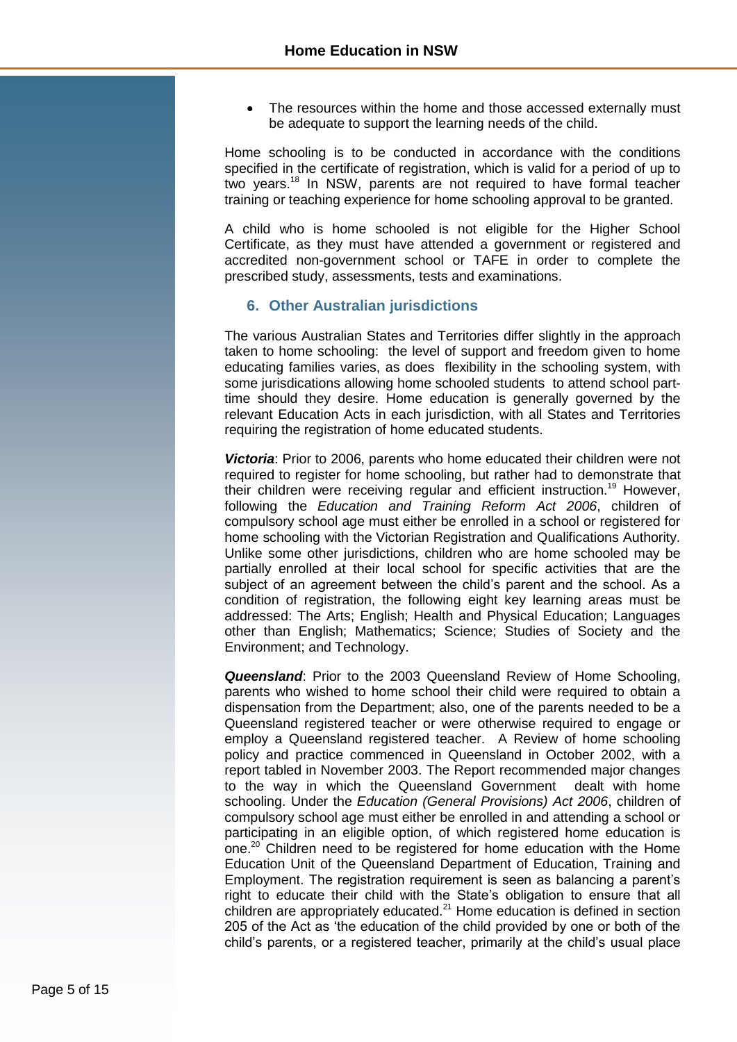- The resources within the home and those accessed externally must be adequate to support the learning needs of the child.

Home schooling is to be conducted in accordance with the conditions specified in the certificate of registration, which is valid for a period of up to two years.[18] In NSW, parents are not required to have formal teacher training or teaching experience for home schooling approval to be granted.

A child who is home schooled is not eligible for the Higher School Certificate, as they must have attended a government or registered and accredited non-government school or TAFE in order to complete the prescribed study, assessments, tests and examinations.

## 6. Other Australian jurisdictions

The various Australian States and Territories differ slightly in the approach taken to home schooling: the level of support and freedom given to home educating families varies, as does flexibility in the schooling system, with some jurisdications allowing home schooled students to attend school part-time should they desire. Home education is generally governed by the relevant Education Acts in each jurisdiction, with all States and Territories requiring the registration of home educated students.

***Victoria***: Prior to 2006, parents who home educated their children were not required to register for home schooling, but rather had to demonstrate that their children were receiving regular and efficient instruction.[19] However, following the *Education and Training Reform Act 2006*, children of compulsory school age must either be enrolled in a school or registered for home schooling with the Victorian Registration and Qualifications Authority. Unlike some other jurisdictions, children who are home schooled may be partially enrolled at their local school for specific activities that are the subject of an agreement between the child's parent and the school. As a condition of registration, the following eight key learning areas must be addressed: The Arts; English; Health and Physical Education; Languages other than English; Mathematics; Science; Studies of Society and the Environment; and Technology.

***Queensland***: Prior to the 2003 Queensland Review of Home Schooling, parents who wished to home school their child were required to obtain a dispensation from the Department; also, one of the parents needed to be a Queensland registered teacher or were otherwise required to engage or employ a Queensland registered teacher. A Review of home schooling policy and practice commenced in Queensland in October 2002, with a report tabled in November 2003. The Report recommended major changes to the way in which the Queensland Government dealt with home schooling. Under the *Education (General Provisions) Act 2006*, children of compulsory school age must either be enrolled in and attending a school or participating in an eligible option, of which registered home education is one.[20] Children need to be registered for home education with the Home Education Unit of the Queensland Department of Education, Training and Employment. The registration requirement is seen as balancing a parent's right to educate their child with the State's obligation to ensure that all children are appropriately educated.[21] Home education is defined in section 205 of the Act as 'the education of the child provided by one or both of the child's parents, or a registered teacher, primarily at the child's usual place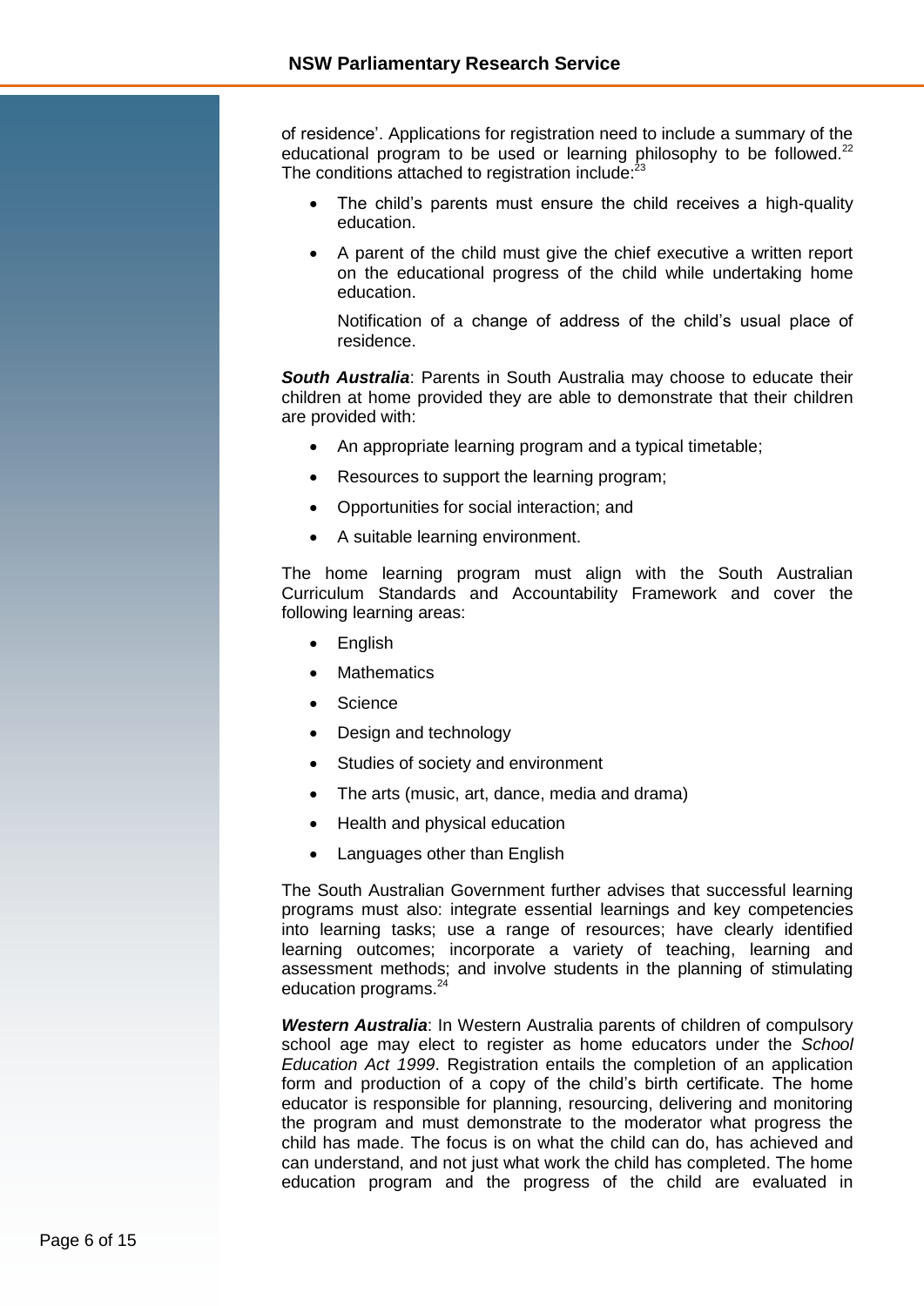of residence'. Applications for registration need to include a summary of the educational program to be used or learning philosophy to be followed.[22] The conditions attached to registration include:[23]

- The child's parents must ensure the child receives a high-quality education.
- A parent of the child must give the chief executive a written report on the educational progress of the child while undertaking home education.

  Notification of a change of address of the child's usual place of residence.

***South Australia***: Parents in South Australia may choose to educate their children at home provided they are able to demonstrate that their children are provided with:

- An appropriate learning program and a typical timetable;
- Resources to support the learning program;
- Opportunities for social interaction; and
- A suitable learning environment.

The home learning program must align with the South Australian Curriculum Standards and Accountability Framework and cover the following learning areas:

- English
- Mathematics
- Science
- Design and technology
- Studies of society and environment
- The arts (music, art, dance, media and drama)
- Health and physical education
- Languages other than English

The South Australian Government further advises that successful learning programs must also: integrate essential learnings and key competencies into learning tasks; use a range of resources; have clearly identified learning outcomes; incorporate a variety of teaching, learning and assessment methods; and involve students in the planning of stimulating education programs.[24]

***Western Australia***: In Western Australia parents of children of compulsory school age may elect to register as home educators under the *School Education Act 1999*. Registration entails the completion of an application form and production of a copy of the child's birth certificate. The home educator is responsible for planning, resourcing, delivering and monitoring the program and must demonstrate to the moderator what progress the child has made. The focus is on what the child can do, has achieved and can understand, and not just what work the child has completed. The home education program and the progress of the child are evaluated in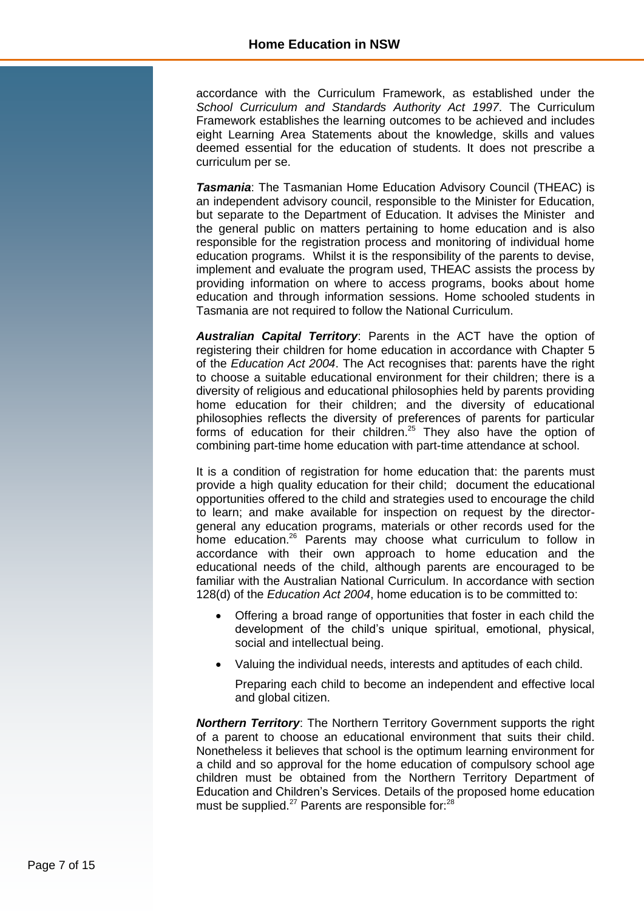accordance with the Curriculum Framework, as established under the *School Curriculum and Standards Authority Act 1997*. The Curriculum Framework establishes the learning outcomes to be achieved and includes eight Learning Area Statements about the knowledge, skills and values deemed essential for the education of students. It does not prescribe a curriculum per se.

***Tasmania***: The Tasmanian Home Education Advisory Council (THEAC) is an independent advisory council, responsible to the Minister for Education, but separate to the Department of Education. It advises the Minister and the general public on matters pertaining to home education and is also responsible for the registration process and monitoring of individual home education programs. Whilst it is the responsibility of the parents to devise, implement and evaluate the program used, THEAC assists the process by providing information on where to access programs, books about home education and through information sessions. Home schooled students in Tasmania are not required to follow the National Curriculum.

***Australian Capital Territory***: Parents in the ACT have the option of registering their children for home education in accordance with Chapter 5 of the *Education Act 2004*. The Act recognises that: parents have the right to choose a suitable educational environment for their children; there is a diversity of religious and educational philosophies held by parents providing home education for their children; and the diversity of educational philosophies reflects the diversity of preferences of parents for particular forms of education for their children.[25] They also have the option of combining part-time home education with part-time attendance at school.

It is a condition of registration for home education that: the parents must provide a high quality education for their child; document the educational opportunities offered to the child and strategies used to encourage the child to learn; and make available for inspection on request by the director-general any education programs, materials or other records used for the home education.[26] Parents may choose what curriculum to follow in accordance with their own approach to home education and the educational needs of the child, although parents are encouraged to be familiar with the Australian National Curriculum. In accordance with section 128(d) of the *Education Act 2004*, home education is to be committed to:

- Offering a broad range of opportunities that foster in each child the development of the child's unique spiritual, emotional, physical, social and intellectual being.
- Valuing the individual needs, interests and aptitudes of each child.

  Preparing each child to become an independent and effective local and global citizen.

***Northern Territory***: The Northern Territory Government supports the right of a parent to choose an educational environment that suits their child. Nonetheless it believes that school is the optimum learning environment for a child and so approval for the home education of compulsory school age children must be obtained from the Northern Territory Department of Education and Children's Services. Details of the proposed home education must be supplied.[27] Parents are responsible for:[28]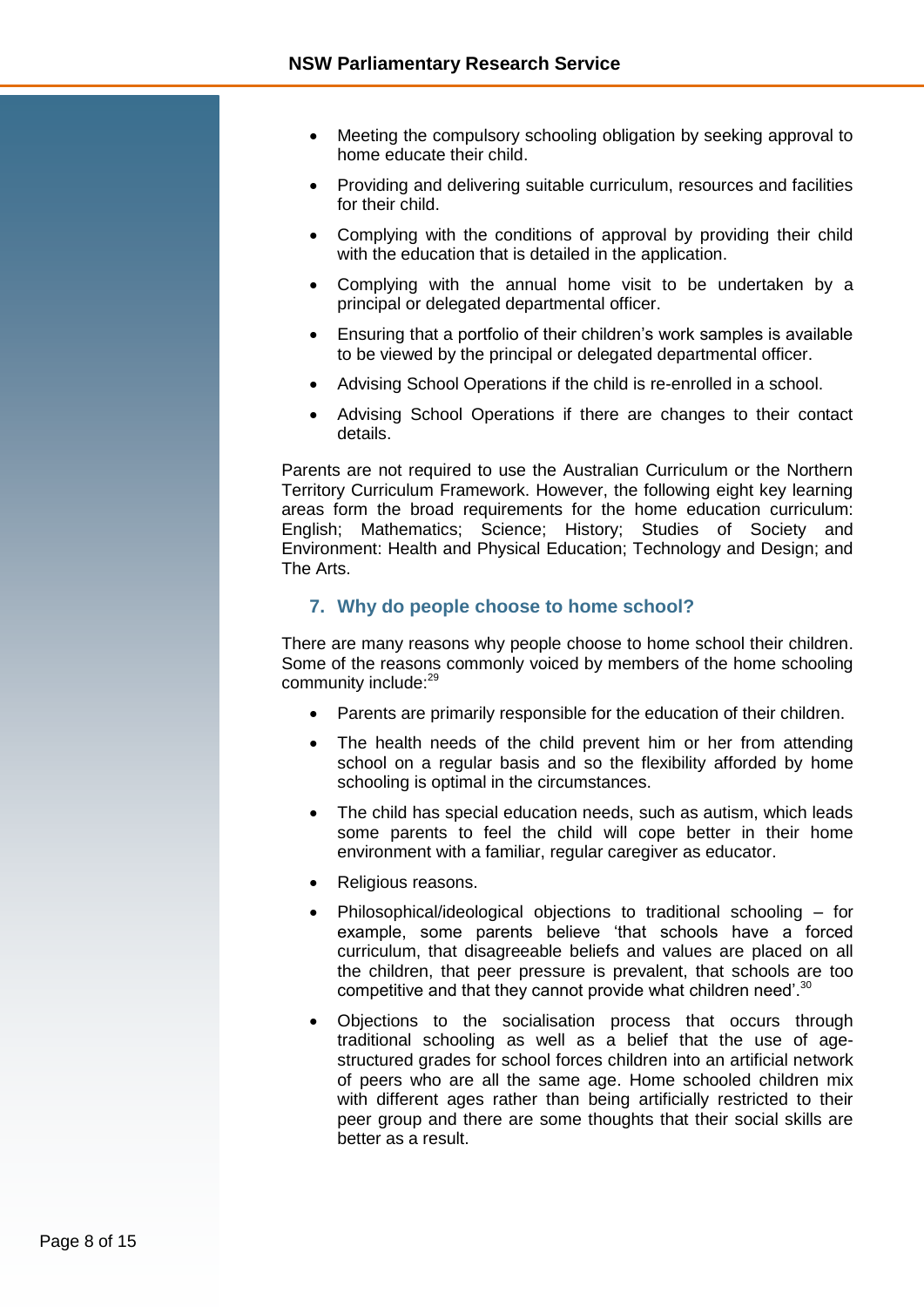- Meeting the compulsory schooling obligation by seeking approval to home educate their child.
- Providing and delivering suitable curriculum, resources and facilities for their child.
- Complying with the conditions of approval by providing their child with the education that is detailed in the application.
- Complying with the annual home visit to be undertaken by a principal or delegated departmental officer.
- Ensuring that a portfolio of their children's work samples is available to be viewed by the principal or delegated departmental officer.
- Advising School Operations if the child is re-enrolled in a school.
- Advising School Operations if there are changes to their contact details.

Parents are not required to use the Australian Curriculum or the Northern Territory Curriculum Framework. However, the following eight key learning areas form the broad requirements for the home education curriculum: English; Mathematics; Science; History; Studies of Society and Environment: Health and Physical Education; Technology and Design; and The Arts.

## 7. Why do people choose to home school?

There are many reasons why people choose to home school their children. Some of the reasons commonly voiced by members of the home schooling community include:[29]

- Parents are primarily responsible for the education of their children.
- The health needs of the child prevent him or her from attending school on a regular basis and so the flexibility afforded by home schooling is optimal in the circumstances.
- The child has special education needs, such as autism, which leads some parents to feel the child will cope better in their home environment with a familiar, regular caregiver as educator.
- Religious reasons.
- Philosophical/ideological objections to traditional schooling – for example, some parents believe 'that schools have a forced curriculum, that disagreeable beliefs and values are placed on all the children, that peer pressure is prevalent, that schools are too competitive and that they cannot provide what children need'.[30]
- Objections to the socialisation process that occurs through traditional schooling as well as a belief that the use of age-structured grades for school forces children into an artificial network of peers who are all the same age. Home schooled children mix with different ages rather than being artificially restricted to their peer group and there are some thoughts that their social skills are better as a result.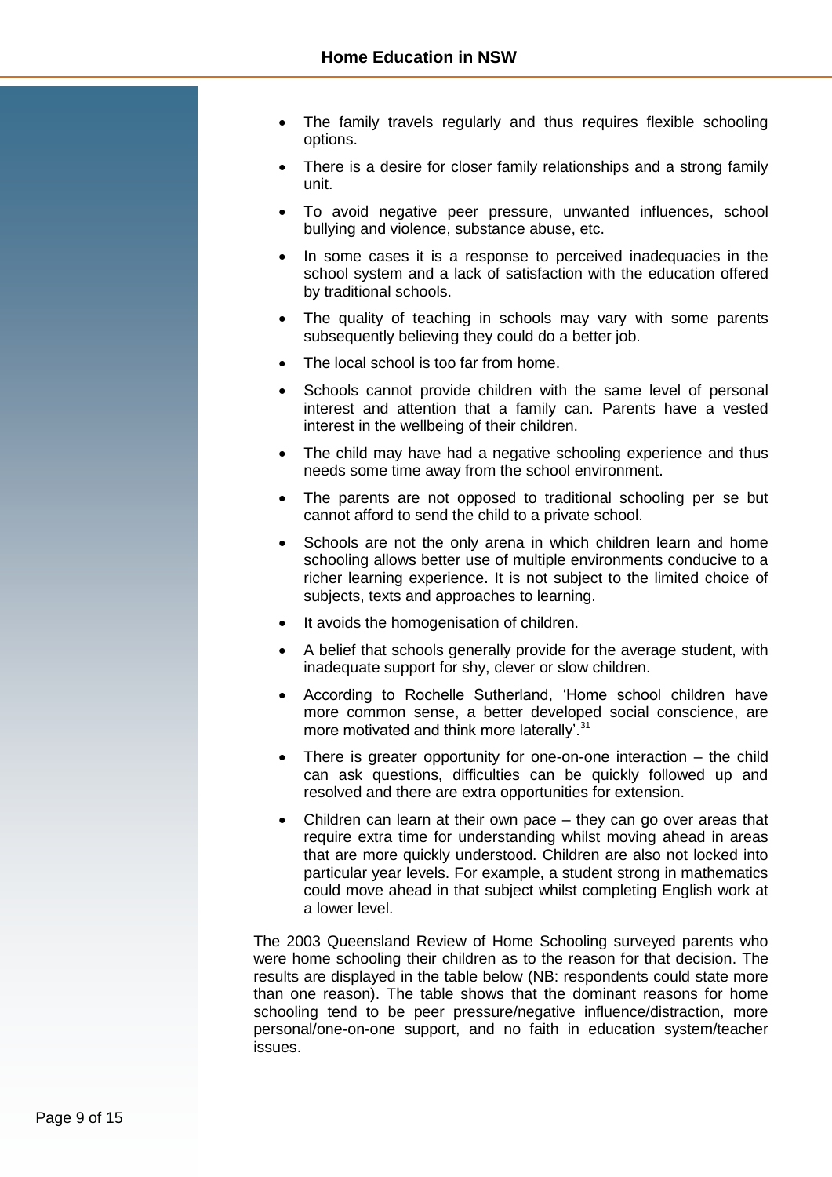- The family travels regularly and thus requires flexible schooling options.
- There is a desire for closer family relationships and a strong family unit.
- To avoid negative peer pressure, unwanted influences, school bullying and violence, substance abuse, etc.
- In some cases it is a response to perceived inadequacies in the school system and a lack of satisfaction with the education offered by traditional schools.
- The quality of teaching in schools may vary with some parents subsequently believing they could do a better job.
- The local school is too far from home.
- Schools cannot provide children with the same level of personal interest and attention that a family can. Parents have a vested interest in the wellbeing of their children.
- The child may have had a negative schooling experience and thus needs some time away from the school environment.
- The parents are not opposed to traditional schooling per se but cannot afford to send the child to a private school.
- Schools are not the only arena in which children learn and home schooling allows better use of multiple environments conducive to a richer learning experience. It is not subject to the limited choice of subjects, texts and approaches to learning.
- It avoids the homogenisation of children.
- A belief that schools generally provide for the average student, with inadequate support for shy, clever or slow children.
- According to Rochelle Sutherland, 'Home school children have more common sense, a better developed social conscience, are more motivated and think more laterally'.[31]
- There is greater opportunity for one-on-one interaction – the child can ask questions, difficulties can be quickly followed up and resolved and there are extra opportunities for extension.
- Children can learn at their own pace – they can go over areas that require extra time for understanding whilst moving ahead in areas that are more quickly understood. Children are also not locked into particular year levels. For example, a student strong in mathematics could move ahead in that subject whilst completing English work at a lower level.

The 2003 Queensland Review of Home Schooling surveyed parents who were home schooling their children as to the reason for that decision. The results are displayed in the table below (NB: respondents could state more than one reason). The table shows that the dominant reasons for home schooling tend to be peer pressure/negative influence/distraction, more personal/one-on-one support, and no faith in education system/teacher issues.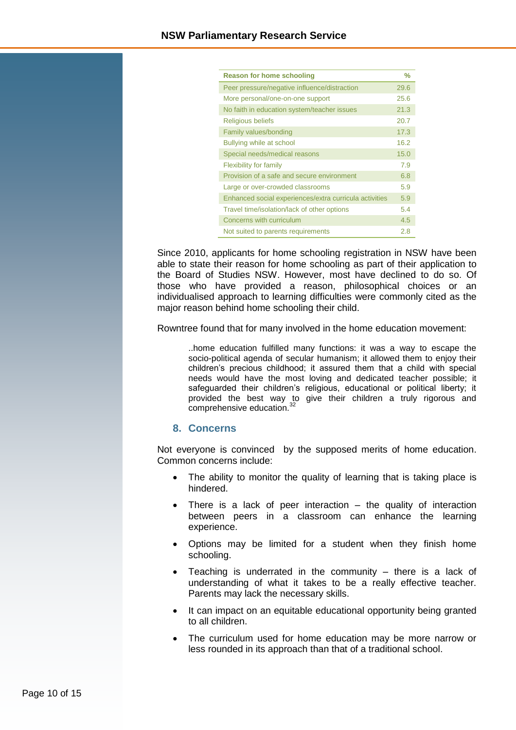| Reason for home schooling | % |
|---|---|
| Peer pressure/negative influence/distraction | 29.6 |
| More personal/one-on-one support | 25.6 |
| No faith in education system/teacher issues | 21.3 |
| Religious beliefs | 20.7 |
| Family values/bonding | 17.3 |
| Bullying while at school | 16.2 |
| Special needs/medical reasons | 15.0 |
| Flexibility for family | 7.9 |
| Provision of a safe and secure environment | 6.8 |
| Large or over-crowded classrooms | 5.9 |
| Enhanced social experiences/extra curricula activities | 5.9 |
| Travel time/isolation/lack of other options | 5.4 |
| Concerns with curriculum | 4.5 |
| Not suited to parents requirements | 2.8 |

Since 2010, applicants for home schooling registration in NSW have been able to state their reason for home schooling as part of their application to the Board of Studies NSW. However, most have declined to do so. Of those who have provided a reason, philosophical choices or an individualised approach to learning difficulties were commonly cited as the major reason behind home schooling their child.

Rowntree found that for many involved in the home education movement:

> ..home education fulfilled many functions: it was a way to escape the socio-political agenda of secular humanism; it allowed them to enjoy their children's precious childhood; it assured them that a child with special needs would have the most loving and dedicated teacher possible; it safeguarded their children's religious, educational or political liberty; it provided the best way to give their children a truly rigorous and comprehensive education.[32]

## 8. Concerns

Not everyone is convinced by the supposed merits of home education. Common concerns include:

- The ability to monitor the quality of learning that is taking place is hindered.
- There is a lack of peer interaction – the quality of interaction between peers in a classroom can enhance the learning experience.
- Options may be limited for a student when they finish home schooling.
- Teaching is underrated in the community – there is a lack of understanding of what it takes to be a really effective teacher. Parents may lack the necessary skills.
- It can impact on an equitable educational opportunity being granted to all children.
- The curriculum used for home education may be more narrow or less rounded in its approach than that of a traditional school.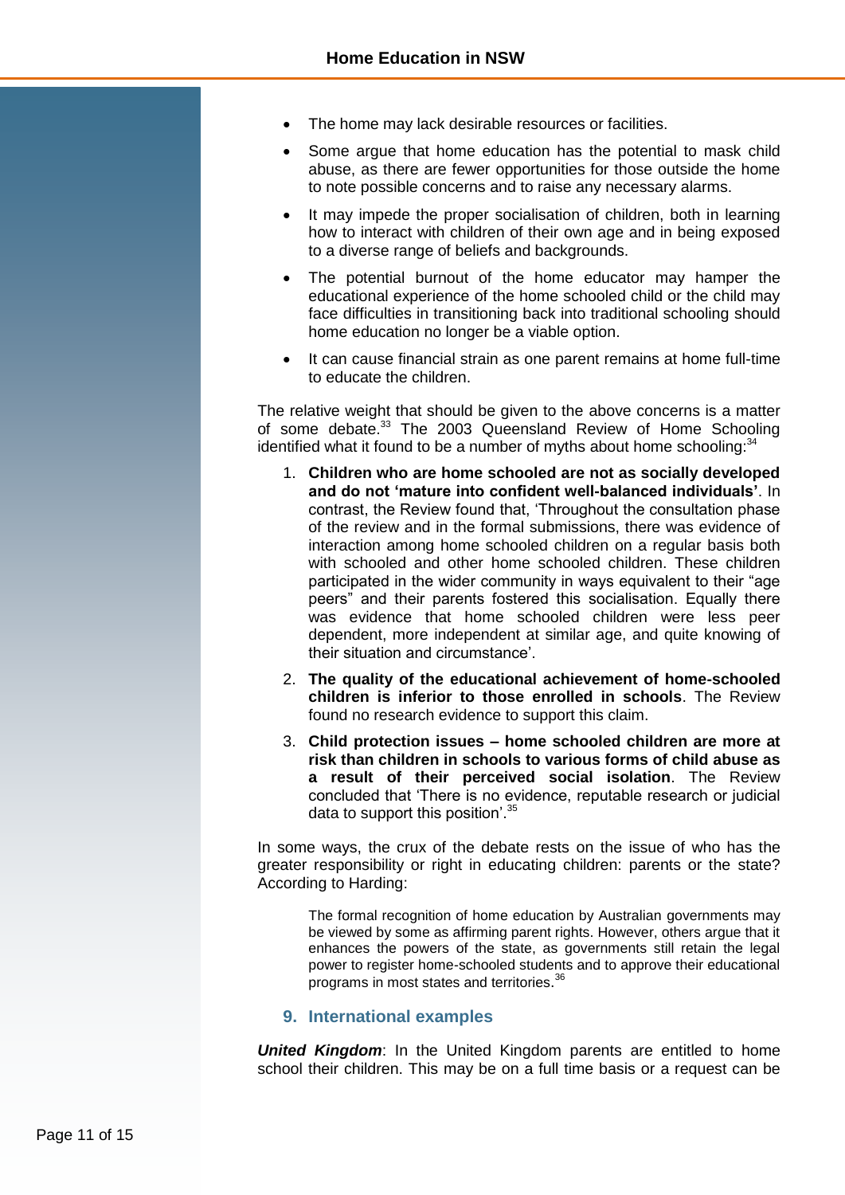- The home may lack desirable resources or facilities.
- Some argue that home education has the potential to mask child abuse, as there are fewer opportunities for those outside the home to note possible concerns and to raise any necessary alarms.
- It may impede the proper socialisation of children, both in learning how to interact with children of their own age and in being exposed to a diverse range of beliefs and backgrounds.
- The potential burnout of the home educator may hamper the educational experience of the home schooled child or the child may face difficulties in transitioning back into traditional schooling should home education no longer be a viable option.
- It can cause financial strain as one parent remains at home full-time to educate the children.

The relative weight that should be given to the above concerns is a matter of some debate.[33] The 2003 Queensland Review of Home Schooling identified what it found to be a number of myths about home schooling:[34]

1. **Children who are home schooled are not as socially developed and do not 'mature into confident well-balanced individuals'**. In contrast, the Review found that, 'Throughout the consultation phase of the review and in the formal submissions, there was evidence of interaction among home schooled children on a regular basis both with schooled and other home schooled children. These children participated in the wider community in ways equivalent to their "age peers" and their parents fostered this socialisation. Equally there was evidence that home schooled children were less peer dependent, more independent at similar age, and quite knowing of their situation and circumstance'.
2. **The quality of the educational achievement of home-schooled children is inferior to those enrolled in schools**. The Review found no research evidence to support this claim.
3. **Child protection issues – home schooled children are more at risk than children in schools to various forms of child abuse as a result of their perceived social isolation**. The Review concluded that 'There is no evidence, reputable research or judicial data to support this position'.[35]

In some ways, the crux of the debate rests on the issue of who has the greater responsibility or right in educating children: parents or the state? According to Harding:

> The formal recognition of home education by Australian governments may be viewed by some as affirming parent rights. However, others argue that it enhances the powers of the state, as governments still retain the legal power to register home-schooled students and to approve their educational programs in most states and territories.[36]

## 9. International examples

***United Kingdom***: In the United Kingdom parents are entitled to home school their children. This may be on a full time basis or a request can be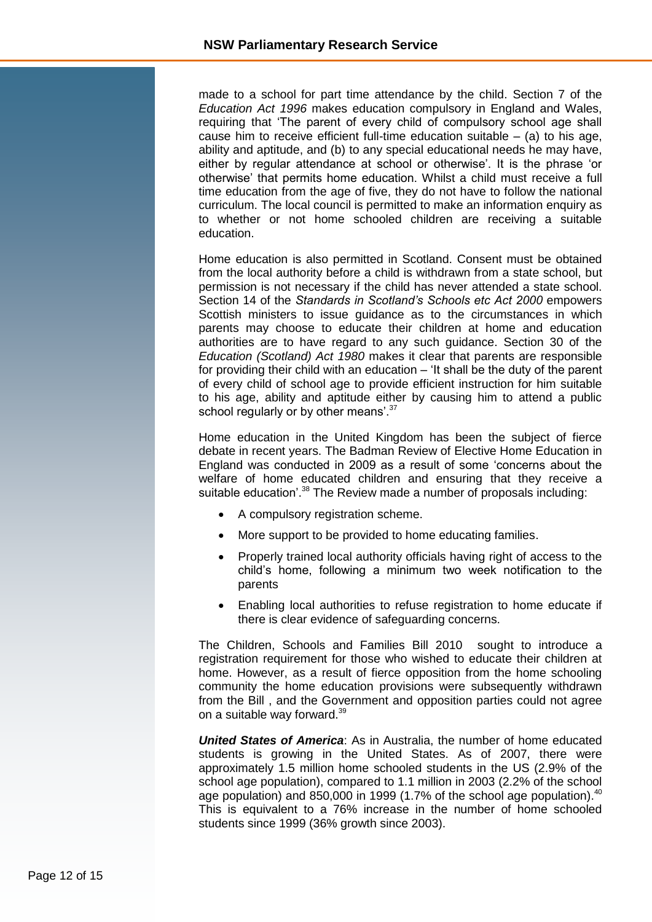made to a school for part time attendance by the child. Section 7 of the *Education Act 1996* makes education compulsory in England and Wales, requiring that 'The parent of every child of compulsory school age shall cause him to receive efficient full-time education suitable – (a) to his age, ability and aptitude, and (b) to any special educational needs he may have, either by regular attendance at school or otherwise'. It is the phrase 'or otherwise' that permits home education. Whilst a child must receive a full time education from the age of five, they do not have to follow the national curriculum. The local council is permitted to make an information enquiry as to whether or not home schooled children are receiving a suitable education.

Home education is also permitted in Scotland. Consent must be obtained from the local authority before a child is withdrawn from a state school, but permission is not necessary if the child has never attended a state school. Section 14 of the *Standards in Scotland's Schools etc Act 2000* empowers Scottish ministers to issue guidance as to the circumstances in which parents may choose to educate their children at home and education authorities are to have regard to any such guidance. Section 30 of the *Education (Scotland) Act 1980* makes it clear that parents are responsible for providing their child with an education – 'It shall be the duty of the parent of every child of school age to provide efficient instruction for him suitable to his age, ability and aptitude either by causing him to attend a public school regularly or by other means'.[37]

Home education in the United Kingdom has been the subject of fierce debate in recent years. The Badman Review of Elective Home Education in England was conducted in 2009 as a result of some 'concerns about the welfare of home educated children and ensuring that they receive a suitable education'.[38] The Review made a number of proposals including:

- A compulsory registration scheme.
- More support to be provided to home educating families.
- Properly trained local authority officials having right of access to the child's home, following a minimum two week notification to the parents
- Enabling local authorities to refuse registration to home educate if there is clear evidence of safeguarding concerns.

The Children, Schools and Families Bill 2010 sought to introduce a registration requirement for those who wished to educate their children at home. However, as a result of fierce opposition from the home schooling community the home education provisions were subsequently withdrawn from the Bill , and the Government and opposition parties could not agree on a suitable way forward.[39]

***United States of America***: As in Australia, the number of home educated students is growing in the United States. As of 2007, there were approximately 1.5 million home schooled students in the US (2.9% of the school age population), compared to 1.1 million in 2003 (2.2% of the school age population) and 850,000 in 1999 (1.7% of the school age population).[40] This is equivalent to a 76% increase in the number of home schooled students since 1999 (36% growth since 2003).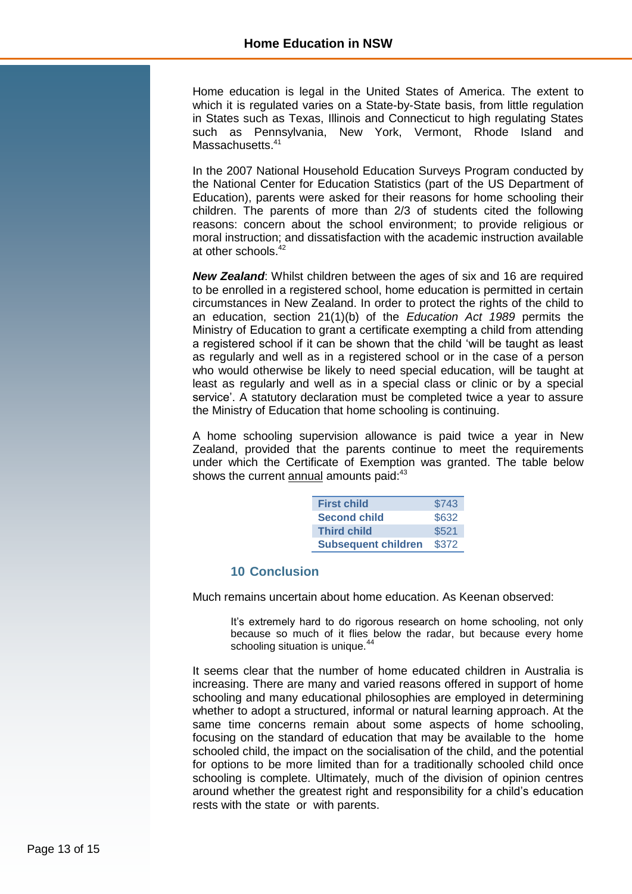Home education is legal in the United States of America. The extent to which it is regulated varies on a State-by-State basis, from little regulation in States such as Texas, Illinois and Connecticut to high regulating States such as Pennsylvania, New York, Vermont, Rhode Island and Massachusetts.[41]

In the 2007 National Household Education Surveys Program conducted by the National Center for Education Statistics (part of the US Department of Education), parents were asked for their reasons for home schooling their children. The parents of more than 2/3 of students cited the following reasons: concern about the school environment; to provide religious or moral instruction; and dissatisfaction with the academic instruction available at other schools.[42]

***New Zealand***: Whilst children between the ages of six and 16 are required to be enrolled in a registered school, home education is permitted in certain circumstances in New Zealand. In order to protect the rights of the child to an education, section 21(1)(b) of the *Education Act 1989* permits the Ministry of Education to grant a certificate exempting a child from attending a registered school if it can be shown that the child 'will be taught as least as regularly and well as in a registered school or in the case of a person who would otherwise be likely to need special education, will be taught at least as regularly and well as in a special class or clinic or by a special service'. A statutory declaration must be completed twice a year to assure the Ministry of Education that home schooling is continuing.

A home schooling supervision allowance is paid twice a year in New Zealand, provided that the parents continue to meet the requirements under which the Certificate of Exemption was granted. The table below shows the current annual amounts paid:[43]

| | |
|---|---|
| **First child** | $743 |
| **Second child** | $632 |
| **Third child** | $521 |
| **Subsequent children** | $372 |

## 10 Conclusion

Much remains uncertain about home education. As Keenan observed:

> It's extremely hard to do rigorous research on home schooling, not only because so much of it flies below the radar, but because every home schooling situation is unique.[44]

It seems clear that the number of home educated children in Australia is increasing. There are many and varied reasons offered in support of home schooling and many educational philosophies are employed in determining whether to adopt a structured, informal or natural learning approach. At the same time concerns remain about some aspects of home schooling, focusing on the standard of education that may be available to the home schooled child, the impact on the socialisation of the child, and the potential for options to be more limited than for a traditionally schooled child once schooling is complete. Ultimately, much of the division of opinion centres around whether the greatest right and responsibility for a child's education rests with the state or with parents.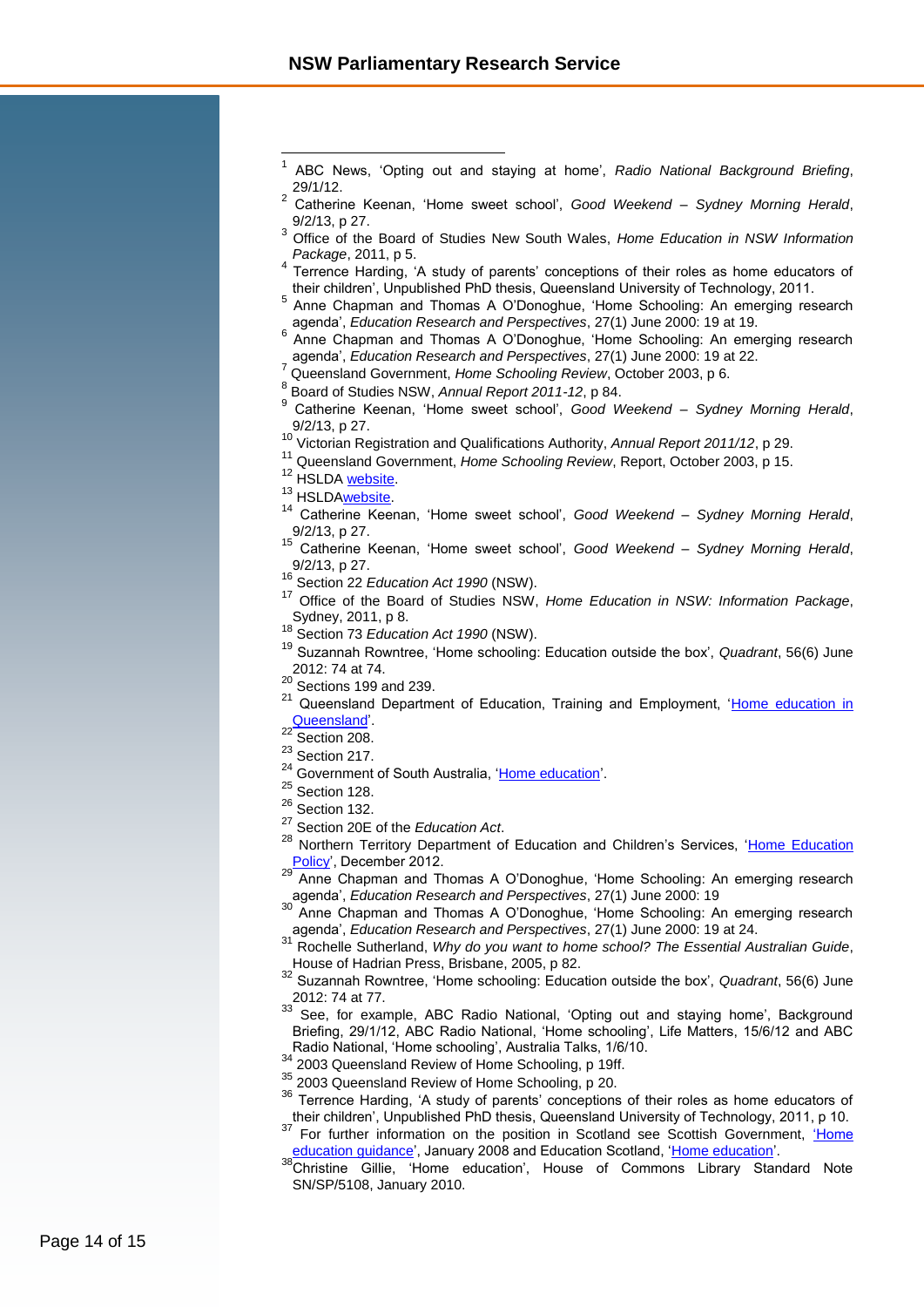[1] ABC News, 'Opting out and staying at home', *Radio National Background Briefing*, 29/1/12.

[2] Catherine Keenan, 'Home sweet school', *Good Weekend – Sydney Morning Herald*, 9/2/13, p 27.

[3] Office of the Board of Studies New South Wales, *Home Education in NSW Information Package*, 2011, p 5.

[4] Terrence Harding, 'A study of parents' conceptions of their roles as home educators of their children', Unpublished PhD thesis, Queensland University of Technology, 2011.

[5] Anne Chapman and Thomas A O'Donoghue, 'Home Schooling: An emerging research agenda', *Education Research and Perspectives*, 27(1) June 2000: 19 at 19.

[6] Anne Chapman and Thomas A O'Donoghue, 'Home Schooling: An emerging research agenda', *Education Research and Perspectives*, 27(1) June 2000: 19 at 22.

[7] Queensland Government, *Home Schooling Review*, October 2003, p 6.

[8] Board of Studies NSW, *Annual Report 2011-12*, p 84.

[9] Catherine Keenan, 'Home sweet school', *Good Weekend – Sydney Morning Herald*, 9/2/13, p 27.

[10] Victorian Registration and Qualifications Authority, *Annual Report 2011/12*, p 29.

[11] Queensland Government, *Home Schooling Review*, Report, October 2003, p 15.

[12] HSLDA website.

[13] HSLDAwebsite.

[14] Catherine Keenan, 'Home sweet school', *Good Weekend – Sydney Morning Herald*, 9/2/13, p 27.

[15] Catherine Keenan, 'Home sweet school', *Good Weekend – Sydney Morning Herald*, 9/2/13, p 27.

[16] Section 22 *Education Act 1990* (NSW).

[17] Office of the Board of Studies NSW, *Home Education in NSW: Information Package*, Sydney, 2011, p 8.

[18] Section 73 *Education Act 1990* (NSW).

[19] Suzannah Rowntree, 'Home schooling: Education outside the box', *Quadrant*, 56(6) June 2012: 74 at 74.

[20] Sections 199 and 239.

[21] Queensland Department of Education, Training and Employment, 'Home education in Queensland'.

[22] Section 208.

[23] Section 217.

[24] Government of South Australia, 'Home education'.

[25] Section 128.

[26] Section 132.

[27] Section 20E of the *Education Act*.

[28] Northern Territory Department of Education and Children's Services, 'Home Education Policy', December 2012.

[29] Anne Chapman and Thomas A O'Donoghue, 'Home Schooling: An emerging research agenda', *Education Research and Perspectives*, 27(1) June 2000: 19

[30] Anne Chapman and Thomas A O'Donoghue, 'Home Schooling: An emerging research agenda', *Education Research and Perspectives*, 27(1) June 2000: 19 at 24.

[31] Rochelle Sutherland, *Why do you want to home school? The Essential Australian Guide*, House of Hadrian Press, Brisbane, 2005, p 82.

[32] Suzannah Rowntree, 'Home schooling: Education outside the box', *Quadrant*, 56(6) June 2012: 74 at 77.

[33] See, for example, ABC Radio National, 'Opting out and staying home', Background Briefing, 29/1/12, ABC Radio National, 'Home schooling', Life Matters, 15/6/12 and ABC Radio National, 'Home schooling', Australia Talks, 1/6/10.

[34] 2003 Queensland Review of Home Schooling, p 19ff.

[35] 2003 Queensland Review of Home Schooling, p 20.

[36] Terrence Harding, 'A study of parents' conceptions of their roles as home educators of their children', Unpublished PhD thesis, Queensland University of Technology, 2011, p 10.

[37] For further information on the position in Scotland see Scottish Government, 'Home education guidance', January 2008 and Education Scotland, 'Home education'.

[38] Christine Gillie, 'Home education', House of Commons Library Standard Note SN/SP/5108, January 2010.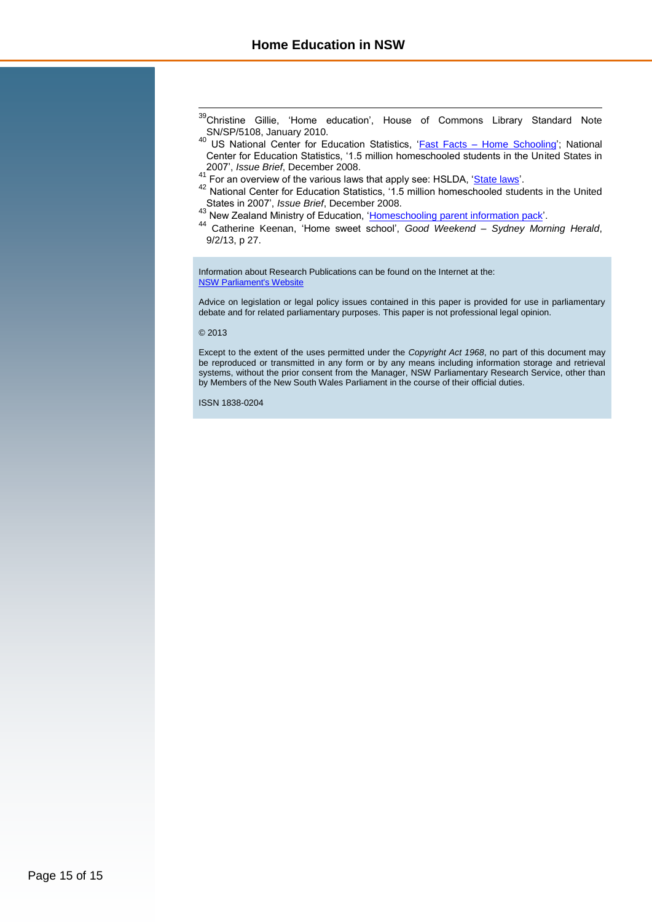[39] Christine Gillie, 'Home education', House of Commons Library Standard Note SN/SP/5108, January 2010.

[40] US National Center for Education Statistics, 'Fast Facts – Home Schooling'; National Center for Education Statistics, '1.5 million homeschooled students in the United States in 2007', *Issue Brief*, December 2008.

[41] For an overview of the various laws that apply see: HSLDA, 'State laws'.

[42] National Center for Education Statistics, '1.5 million homeschooled students in the United States in 2007', *Issue Brief*, December 2008.

[43] New Zealand Ministry of Education, 'Homeschooling parent information pack'.

[44] Catherine Keenan, 'Home sweet school', *Good Weekend – Sydney Morning Herald*, 9/2/13, p 27.

Information about Research Publications can be found on the Internet at the:
NSW Parliament's Website

Advice on legislation or legal policy issues contained in this paper is provided for use in parliamentary debate and for related parliamentary purposes. This paper is not professional legal opinion.

© 2013

Except to the extent of the uses permitted under the *Copyright Act 1968*, no part of this document may be reproduced or transmitted in any form or by any means including information storage and retrieval systems, without the prior consent from the Manager, NSW Parliamentary Research Service, other than by Members of the New South Wales Parliament in the course of their official duties.

ISSN 1838-0204